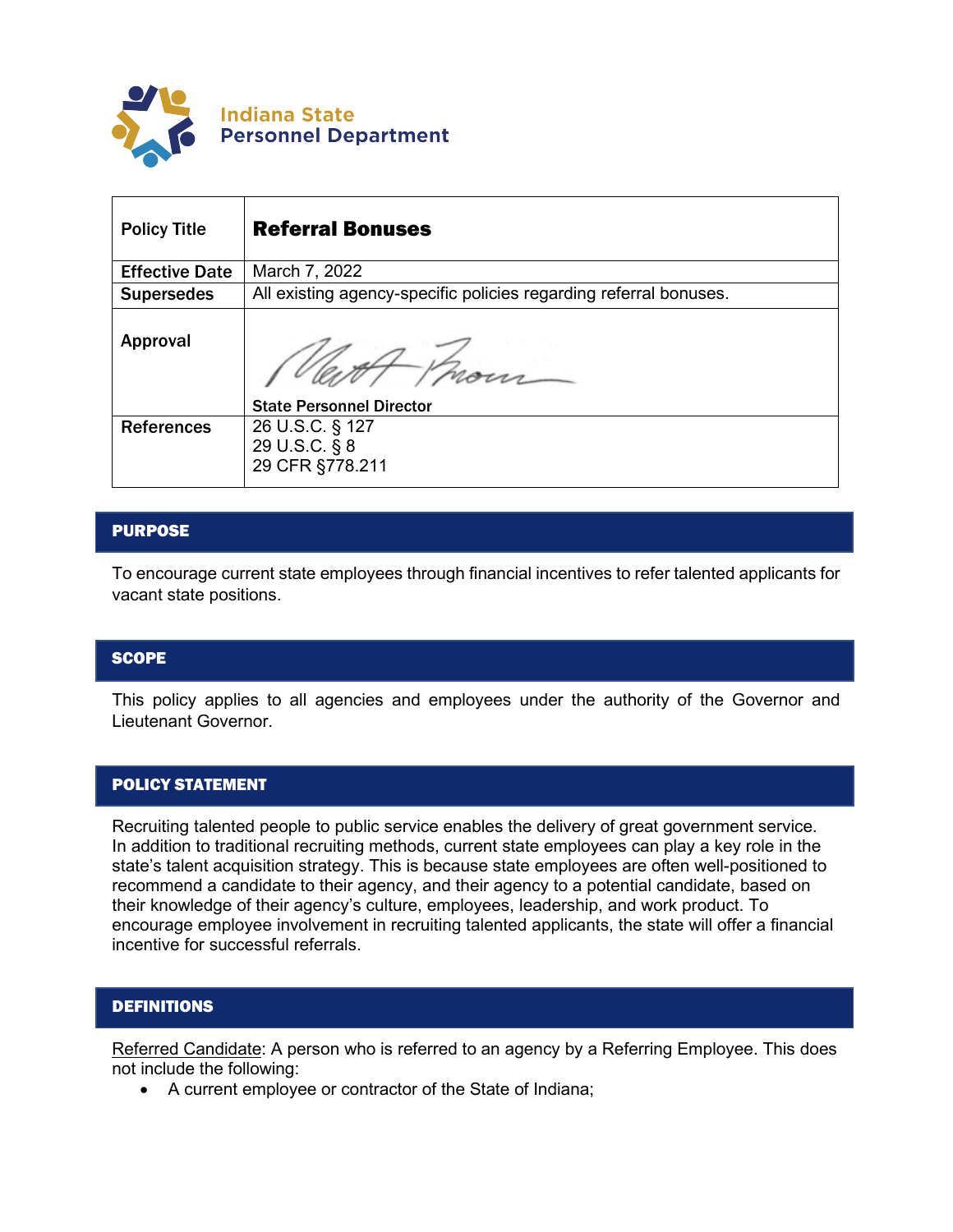Indiana State
Personnel Department

| Policy Title | **Referral Bonuses** |
|---|---|
| Effective Date | March 7, 2022 |
| Supersedes | All existing agency-specific policies regarding referral bonuses. |
| Approval | State Personnel Director |
| References | 26 U.S.C. § 127<br>29 U.S.C. § 8<br>29 CFR §778.211 |

## PURPOSE

To encourage current state employees through financial incentives to refer talented applicants for vacant state positions.

## SCOPE

This policy applies to all agencies and employees under the authority of the Governor and Lieutenant Governor.

## POLICY STATEMENT

Recruiting talented people to public service enables the delivery of great government service. In addition to traditional recruiting methods, current state employees can play a key role in the state's talent acquisition strategy. This is because state employees are often well-positioned to recommend a candidate to their agency, and their agency to a potential candidate, based on their knowledge of their agency's culture, employees, leadership, and work product. To encourage employee involvement in recruiting talented applicants, the state will offer a financial incentive for successful referrals.

## DEFINITIONS

<u>Referred Candidate</u>: A person who is referred to an agency by a Referring Employee. This does not include the following:

- A current employee or contractor of the State of Indiana;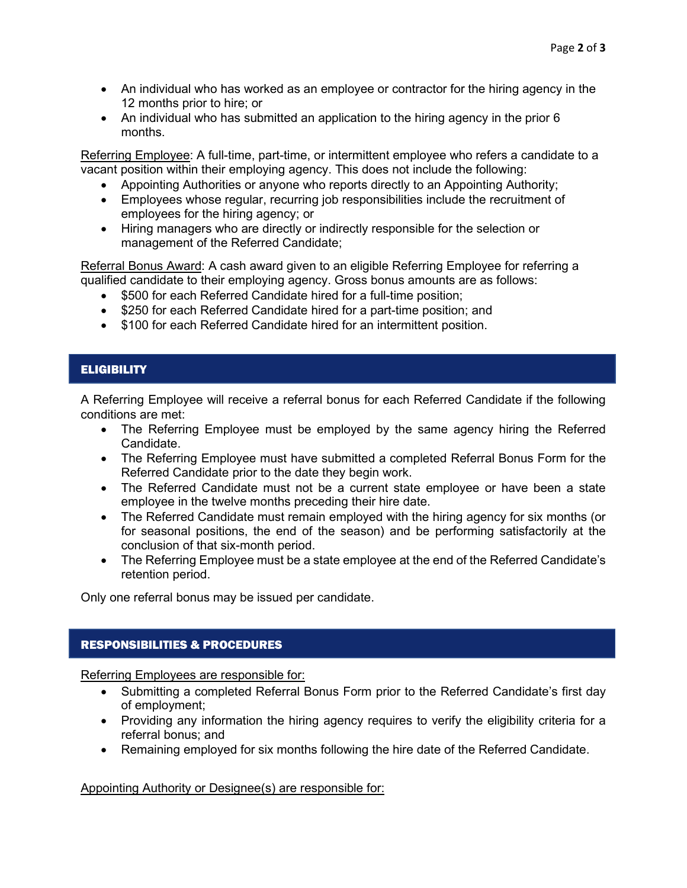- An individual who has worked as an employee or contractor for the hiring agency in the 12 months prior to hire; or
- An individual who has submitted an application to the hiring agency in the prior 6 months.

Referring Employee: A full-time, part-time, or intermittent employee who refers a candidate to a vacant position within their employing agency. This does not include the following:

- Appointing Authorities or anyone who reports directly to an Appointing Authority;
- Employees whose regular, recurring job responsibilities include the recruitment of employees for the hiring agency; or
- Hiring managers who are directly or indirectly responsible for the selection or management of the Referred Candidate;

Referral Bonus Award: A cash award given to an eligible Referring Employee for referring a qualified candidate to their employing agency. Gross bonus amounts are as follows:

- $500 for each Referred Candidate hired for a full-time position;
- $250 for each Referred Candidate hired for a part-time position; and
- $100 for each Referred Candidate hired for an intermittent position.

## ELIGIBILITY

A Referring Employee will receive a referral bonus for each Referred Candidate if the following conditions are met:

- The Referring Employee must be employed by the same agency hiring the Referred Candidate.
- The Referring Employee must have submitted a completed Referral Bonus Form for the Referred Candidate prior to the date they begin work.
- The Referred Candidate must not be a current state employee or have been a state employee in the twelve months preceding their hire date.
- The Referred Candidate must remain employed with the hiring agency for six months (or for seasonal positions, the end of the season) and be performing satisfactorily at the conclusion of that six-month period.
- The Referring Employee must be a state employee at the end of the Referred Candidate's retention period.

Only one referral bonus may be issued per candidate.

## RESPONSIBILITIES & PROCEDURES

Referring Employees are responsible for:

- Submitting a completed Referral Bonus Form prior to the Referred Candidate's first day of employment;
- Providing any information the hiring agency requires to verify the eligibility criteria for a referral bonus; and
- Remaining employed for six months following the hire date of the Referred Candidate.

Appointing Authority or Designee(s) are responsible for: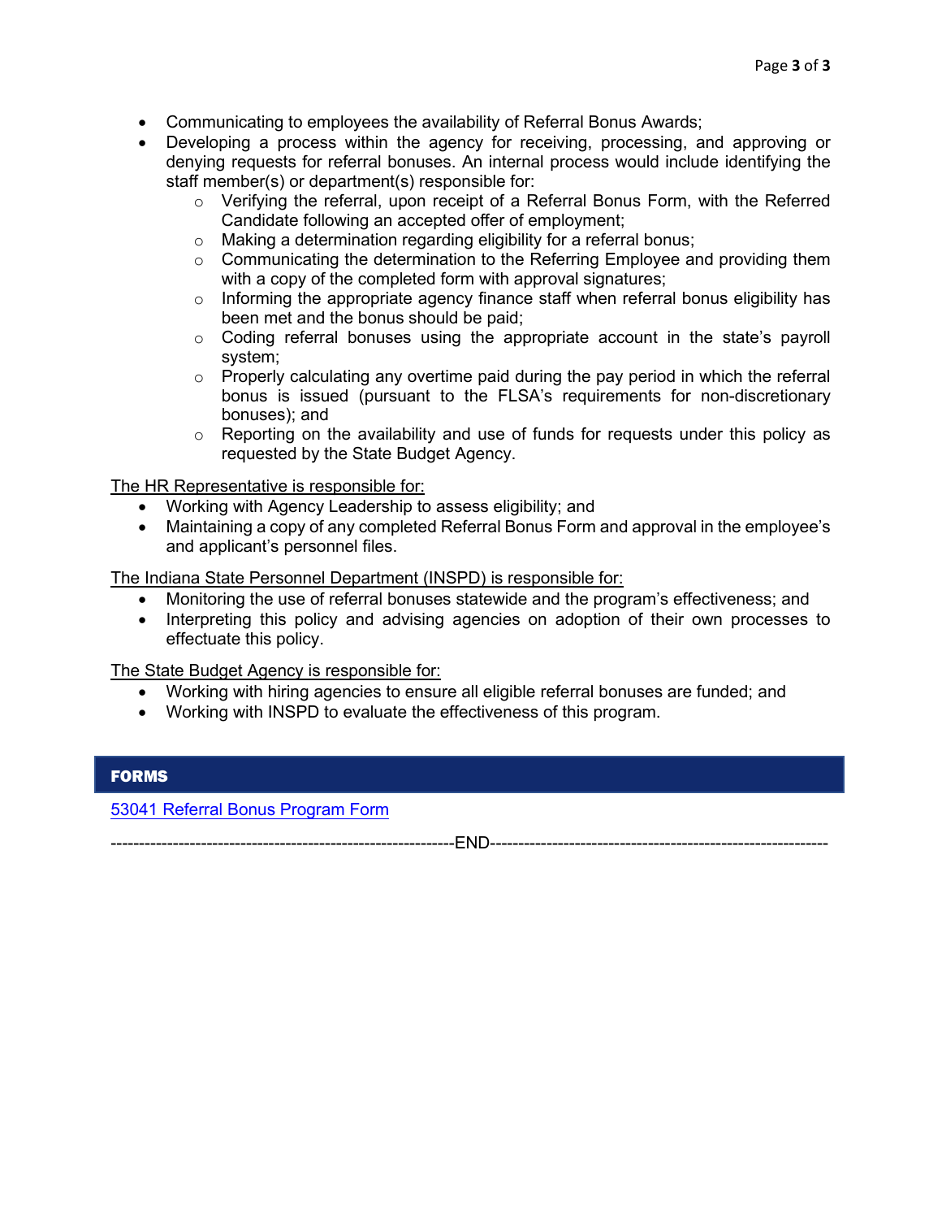- Communicating to employees the availability of Referral Bonus Awards;
- Developing a process within the agency for receiving, processing, and approving or denying requests for referral bonuses. An internal process would include identifying the staff member(s) or department(s) responsible for:
  - Verifying the referral, upon receipt of a Referral Bonus Form, with the Referred Candidate following an accepted offer of employment;
  - Making a determination regarding eligibility for a referral bonus;
  - Communicating the determination to the Referring Employee and providing them with a copy of the completed form with approval signatures;
  - Informing the appropriate agency finance staff when referral bonus eligibility has been met and the bonus should be paid;
  - Coding referral bonuses using the appropriate account in the state's payroll system;
  - Properly calculating any overtime paid during the pay period in which the referral bonus is issued (pursuant to the FLSA's requirements for non-discretionary bonuses); and
  - Reporting on the availability and use of funds for requests under this policy as requested by the State Budget Agency.

<u>The HR Representative is responsible for:</u>

- Working with Agency Leadership to assess eligibility; and
- Maintaining a copy of any completed Referral Bonus Form and approval in the employee's and applicant's personnel files.

<u>The Indiana State Personnel Department (INSPD) is responsible for:</u>

- Monitoring the use of referral bonuses statewide and the program's effectiveness; and
- Interpreting this policy and advising agencies on adoption of their own processes to effectuate this policy.

<u>The State Budget Agency is responsible for:</u>

- Working with hiring agencies to ensure all eligible referral bonuses are funded; and
- Working with INSPD to evaluate the effectiveness of this program.

## FORMS

[53041 Referral Bonus Program Form]

------------------------------------------------------------END------------------------------------------------------------